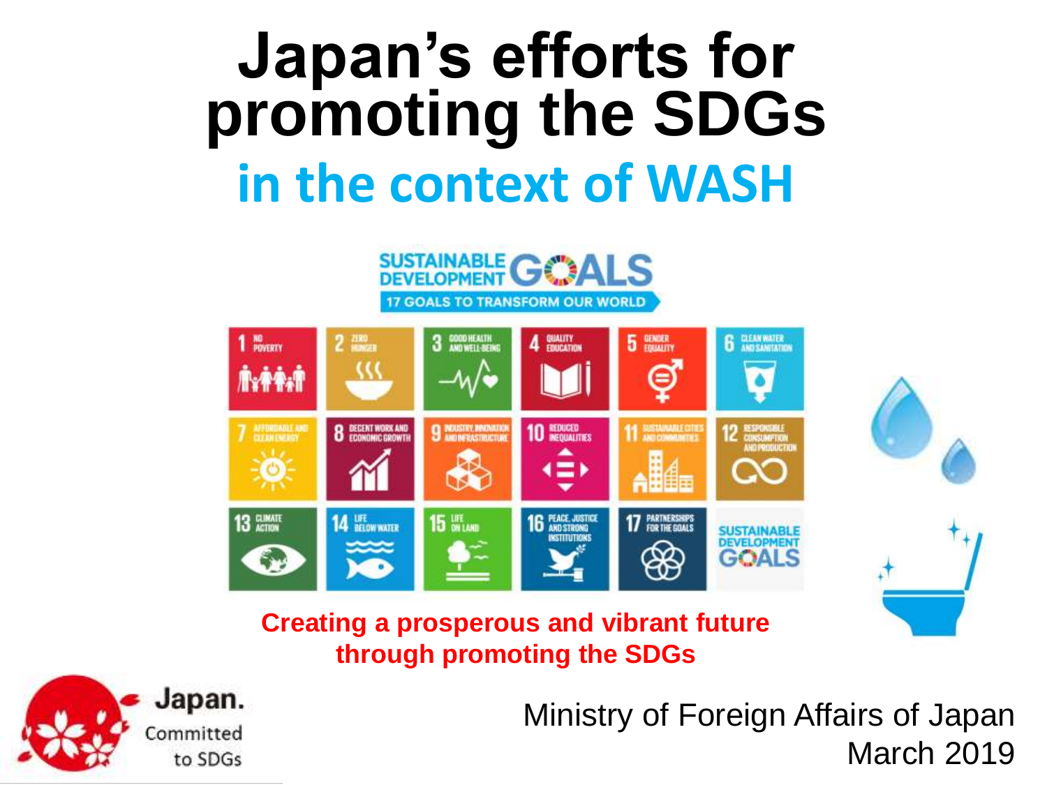# Japan's efforts for promoting the SDGs

## in the context of WASH

**Creating a prosperous and vibrant future through promoting the SDGs**

Ministry of Foreign Affairs of Japan
March 2019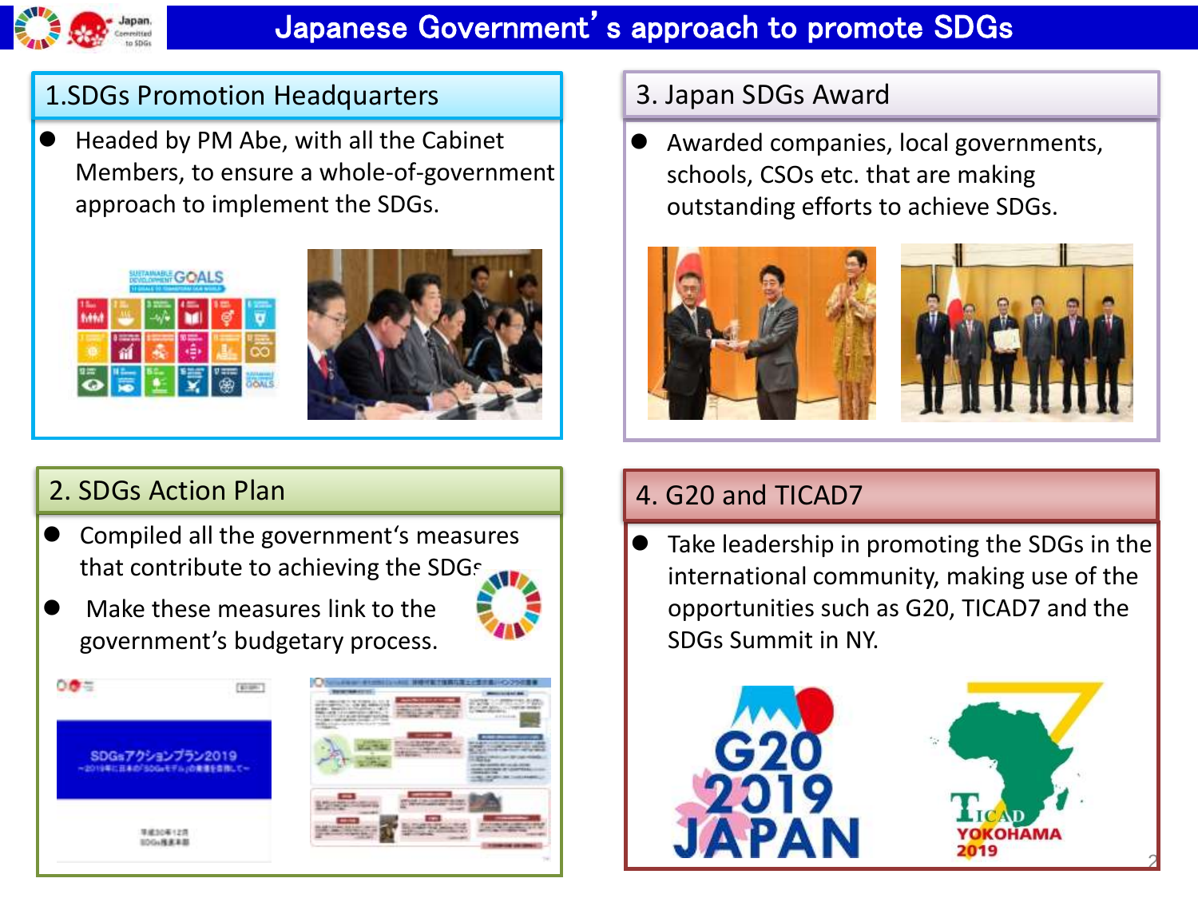# Japanese Government's approach to promote SDGs

## 1.SDGs Promotion Headquarters

- Headed by PM Abe, with all the Cabinet Members, to ensure a whole-of-government approach to implement the SDGs.

## 2. SDGs Action Plan

- Compiled all the government's measures that contribute to achieving the SDGs
- Make these measures link to the government's budgetary process.

## 3. Japan SDGs Award

- Awarded companies, local governments, schools, CSOs etc. that are making outstanding efforts to achieve SDGs.

## 4. G20 and TICAD7

- Take leadership in promoting the SDGs in the international community, making use of the opportunities such as G20, TICAD7 and the SDGs Summit in NY.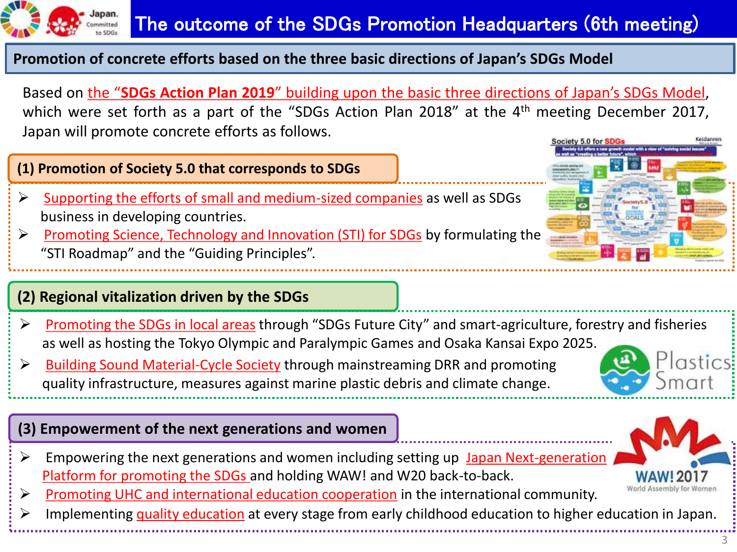# The outcome of the SDGs Promotion Headquarters (6th meeting)

## Promotion of concrete efforts based on the three basic directions of Japan's SDGs Model

Based on the "**SDGs Action Plan 2019**" building upon the basic three directions of Japan's SDGs Model, which were set forth as a part of the "SDGs Action Plan 2018" at the 4th meeting December 2017, Japan will promote concrete efforts as follows.

### (1) Promotion of Society 5.0 that corresponds to SDGs

- Supporting the efforts of small and medium-sized companies as well as SDGs business in developing countries.
- Promoting Science, Technology and Innovation (STI) for SDGs by formulating the "STI Roadmap" and the "Guiding Principles".

### (2) Regional vitalization driven by the SDGs

- Promoting the SDGs in local areas through "SDGs Future City" and smart-agriculture, forestry and fisheries as well as hosting the Tokyo Olympic and Paralympic Games and Osaka Kansai Expo 2025.
- Building Sound Material-Cycle Society through mainstreaming DRR and promoting quality infrastructure, measures against marine plastic debris and climate change.

### (3) Empowerment of the next generations and women

- Empowering the next generations and women including setting up Japan Next-generation Platform for promoting the SDGs and holding WAW! and W20 back-to-back.
- Promoting UHC and international education cooperation in the international community.
- Implementing quality education at every stage from early childhood education to higher education in Japan.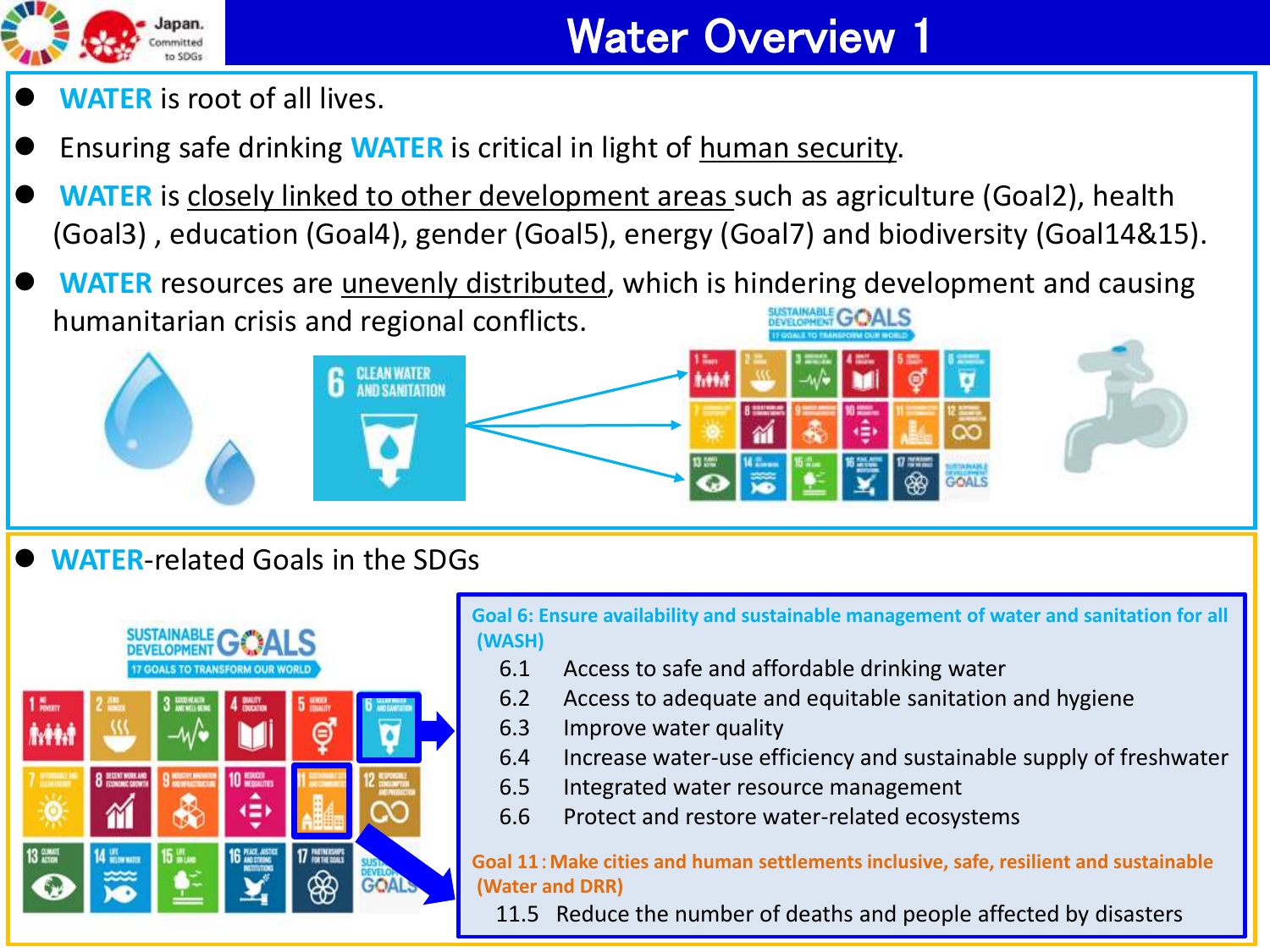# Water Overview 1

- **WATER** is root of all lives.
- Ensuring safe drinking **WATER** is critical in light of human security.
- **WATER** is closely linked to other development areas such as agriculture (Goal2), health (Goal3) , education (Goal4), gender (Goal5), energy (Goal7) and biodiversity (Goal14&15).
- **WATER** resources are unevenly distributed, which is hindering development and causing humanitarian crisis and regional conflicts.

---

- **WATER**-related Goals in the SDGs

**Goal 6: Ensure availability and sustainable management of water and sanitation for all (WASH)**

- 6.1 Access to safe and affordable drinking water
- 6.2 Access to adequate and equitable sanitation and hygiene
- 6.3 Improve water quality
- 6.4 Increase water-use efficiency and sustainable supply of freshwater
- 6.5 Integrated water resource management
- 6.6 Protect and restore water-related ecosystems

**Goal 11 : Make cities and human settlements inclusive, safe, resilient and sustainable (Water and DRR)**

- 11.5 Reduce the number of deaths and people affected by disasters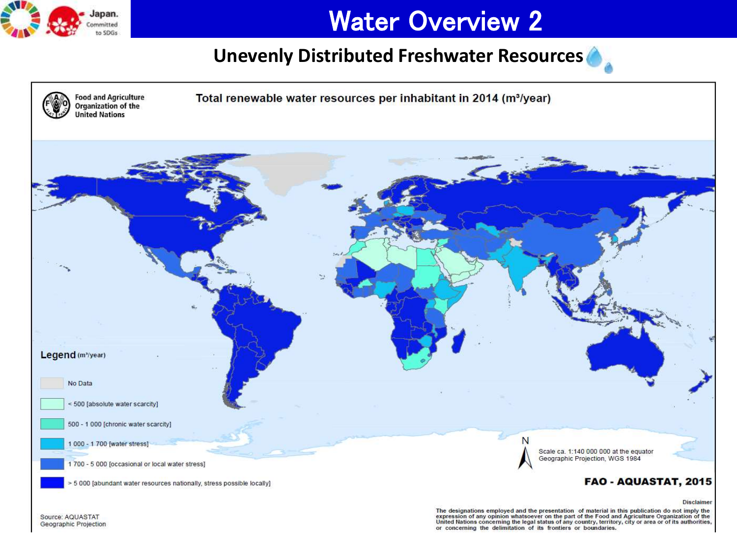# Water Overview 2

## Unevenly Distributed Freshwater Resources

Food and Agriculture Organization of the United Nations

**Total renewable water resources per inhabitant in 2014 ($m^3$/year)**

**Legend** ($m^3$/year)

- No Data
- < 500 [absolute water scarcity]
- 500 - 1 000 [chronic water scarcity]
- 1 000 - 1 700 [water stress]
- 1 700 - 5 000 [occasional or local water stress]
- > 5 000 [abundant water resources nationally, stress possible locally]

N

Scale ca. 1:140 000 000 at the equator
Geographic Projection, WGS 1984

**FAO - AQUASTAT, 2015**

Source: AQUASTAT
Geographic Projection

Disclaimer

The designations employed and the presentation of material in this publication do not imply the expression of any opinion whatsoever on the part of the Food and Agriculture Organization of the United Nations concerning the legal status of any country, territory, city or area or of its authorities, or concerning the delimitation of its frontiers or boundaries.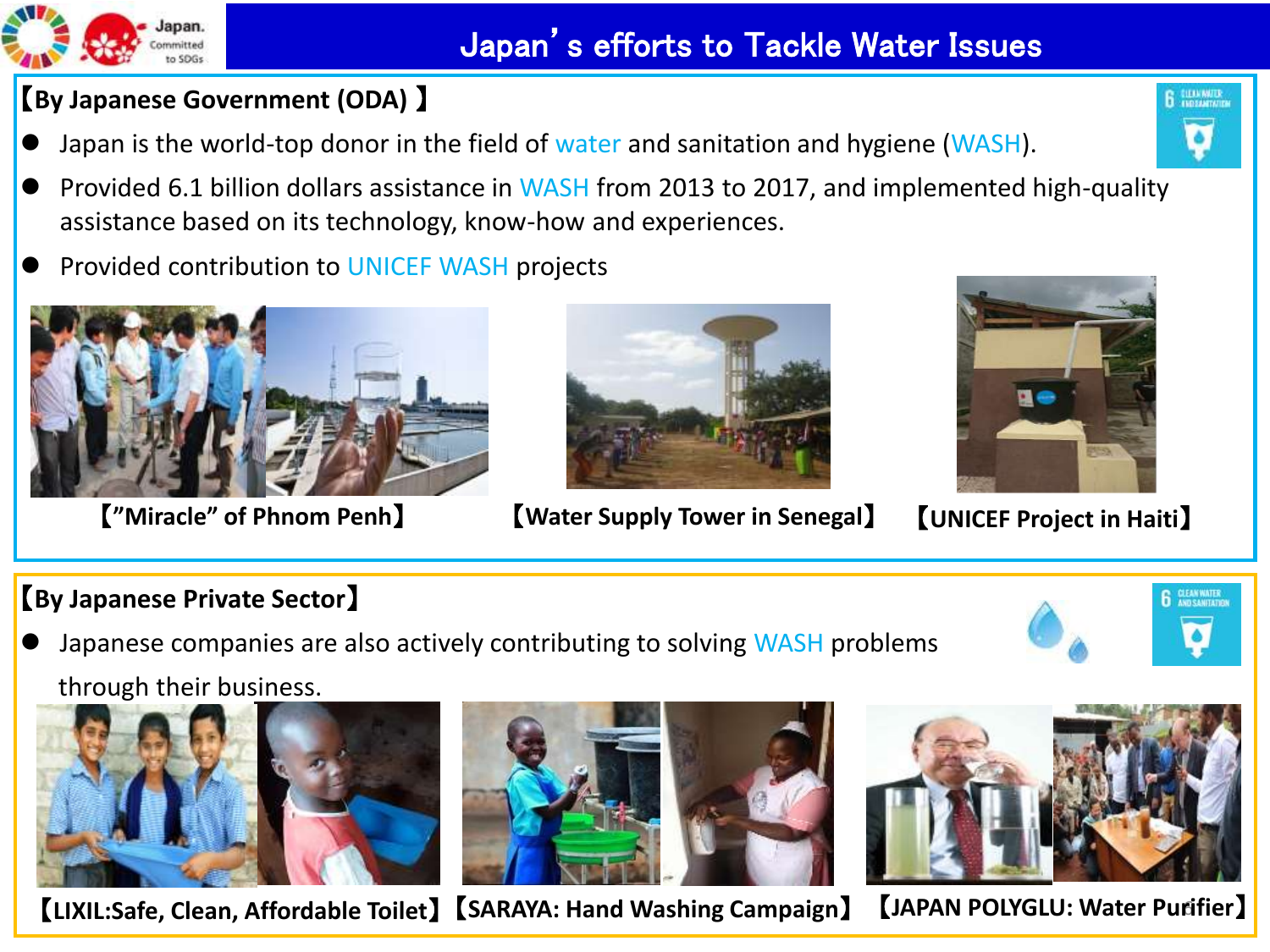# Japan's efforts to Tackle Water Issues

## 【By Japanese Government (ODA) 】

- Japan is the world-top donor in the field of water and sanitation and hygiene (WASH).
- Provided 6.1 billion dollars assistance in WASH from 2013 to 2017, and implemented high-quality assistance based on its technology, know-how and experiences.
- Provided contribution to UNICEF WASH projects

【"Miracle" of Phnom Penh】

【Water Supply Tower in Senegal】

【UNICEF Project in Haiti】

## 【By Japanese Private Sector】

- Japanese companies are also actively contributing to solving WASH problems through their business.

【LIXIL:Safe, Clean, Affordable Toilet】

【SARAYA: Hand Washing Campaign】

【JAPAN POLYGLU: Water Purifier】